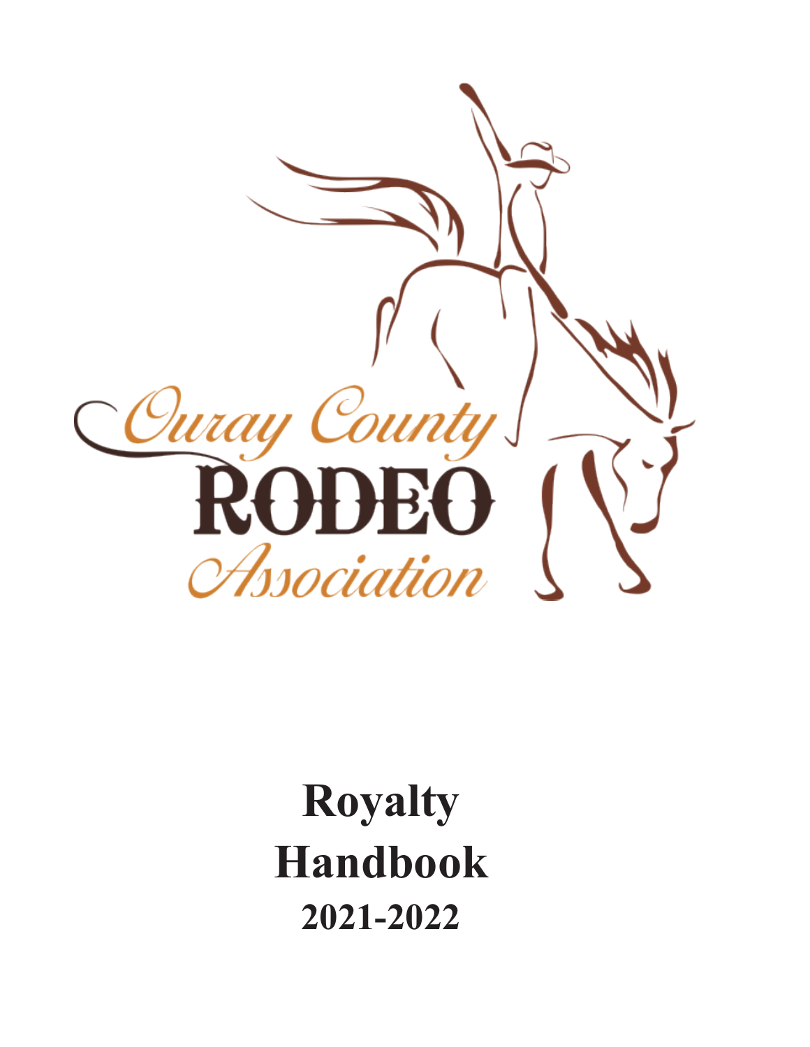Ouray County RODEO Association

# Royalty Handbook

**2021-2022**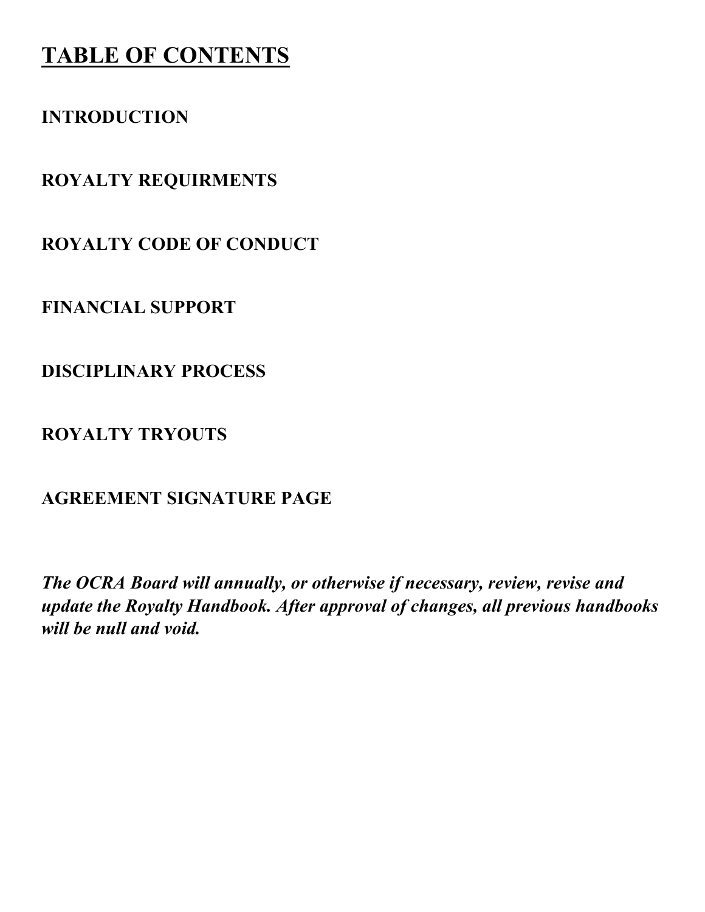# TABLE OF CONTENTS

**INTRODUCTION**

**ROYALTY REQUIRMENTS**

**ROYALTY CODE OF CONDUCT**

**FINANCIAL SUPPORT**

**DISCIPLINARY PROCESS**

**ROYALTY TRYOUTS**

**AGREEMENT SIGNATURE PAGE**

***The OCRA Board will annually, or otherwise if necessary, review, revise and update the Royalty Handbook. After approval of changes, all previous handbooks will be null and void.***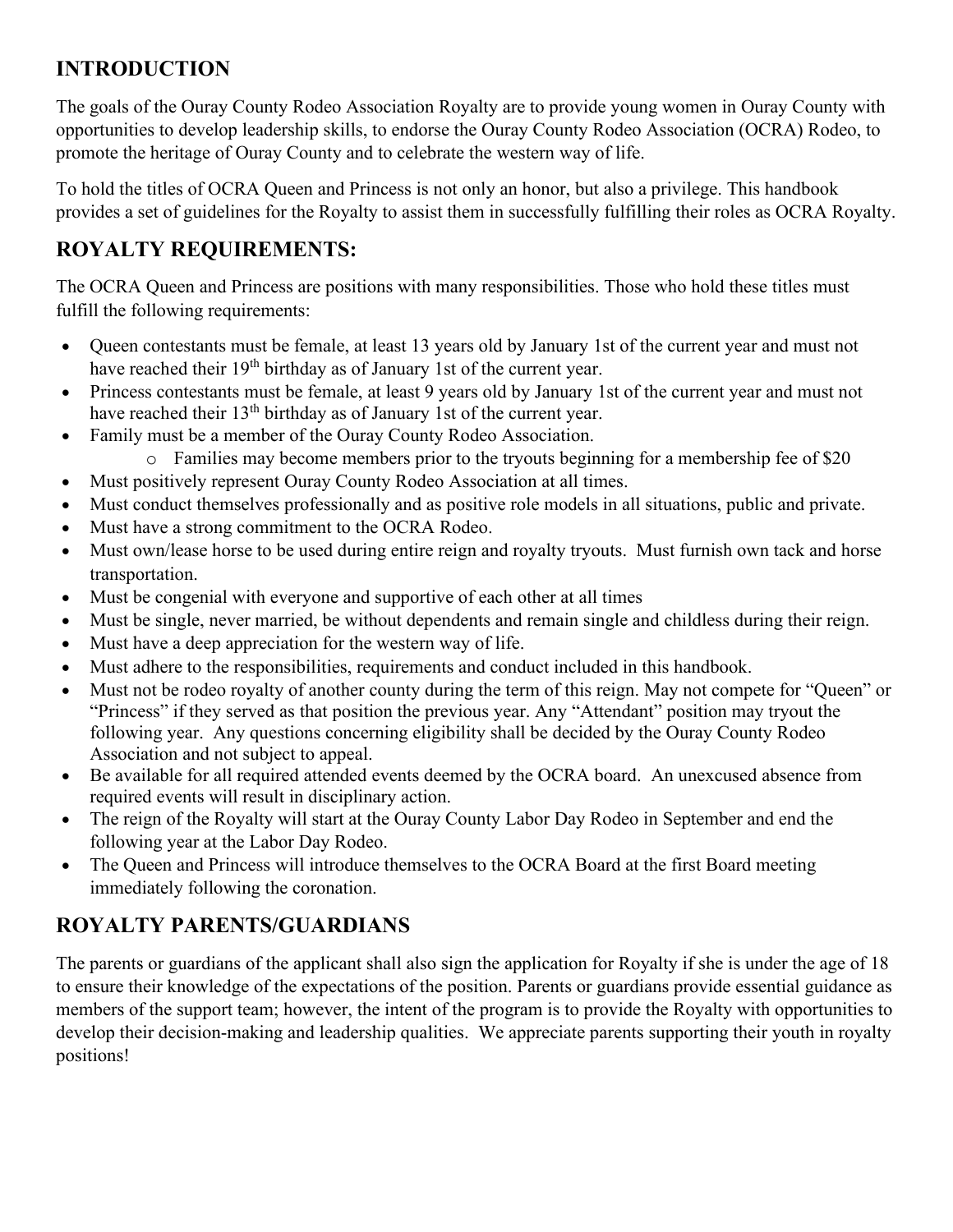## INTRODUCTION

The goals of the Ouray County Rodeo Association Royalty are to provide young women in Ouray County with opportunities to develop leadership skills, to endorse the Ouray County Rodeo Association (OCRA) Rodeo, to promote the heritage of Ouray County and to celebrate the western way of life.

To hold the titles of OCRA Queen and Princess is not only an honor, but also a privilege. This handbook provides a set of guidelines for the Royalty to assist them in successfully fulfilling their roles as OCRA Royalty.

## ROYALTY REQUIREMENTS:

The OCRA Queen and Princess are positions with many responsibilities. Those who hold these titles must fulfill the following requirements:

- Queen contestants must be female, at least 13 years old by January 1st of the current year and must not have reached their 19th birthday as of January 1st of the current year.
- Princess contestants must be female, at least 9 years old by January 1st of the current year and must not have reached their 13th birthday as of January 1st of the current year.
- Family must be a member of the Ouray County Rodeo Association.
    - Families may become members prior to the tryouts beginning for a membership fee of $20
- Must positively represent Ouray County Rodeo Association at all times.
- Must conduct themselves professionally and as positive role models in all situations, public and private.
- Must have a strong commitment to the OCRA Rodeo.
- Must own/lease horse to be used during entire reign and royalty tryouts. Must furnish own tack and horse transportation.
- Must be congenial with everyone and supportive of each other at all times
- Must be single, never married, be without dependents and remain single and childless during their reign.
- Must have a deep appreciation for the western way of life.
- Must adhere to the responsibilities, requirements and conduct included in this handbook.
- Must not be rodeo royalty of another county during the term of this reign. May not compete for "Queen" or "Princess" if they served as that position the previous year. Any "Attendant" position may tryout the following year. Any questions concerning eligibility shall be decided by the Ouray County Rodeo Association and not subject to appeal.
- Be available for all required attended events deemed by the OCRA board. An unexcused absence from required events will result in disciplinary action.
- The reign of the Royalty will start at the Ouray County Labor Day Rodeo in September and end the following year at the Labor Day Rodeo.
- The Queen and Princess will introduce themselves to the OCRA Board at the first Board meeting immediately following the coronation.

## ROYALTY PARENTS/GUARDIANS

The parents or guardians of the applicant shall also sign the application for Royalty if she is under the age of 18 to ensure their knowledge of the expectations of the position. Parents or guardians provide essential guidance as members of the support team; however, the intent of the program is to provide the Royalty with opportunities to develop their decision-making and leadership qualities. We appreciate parents supporting their youth in royalty positions!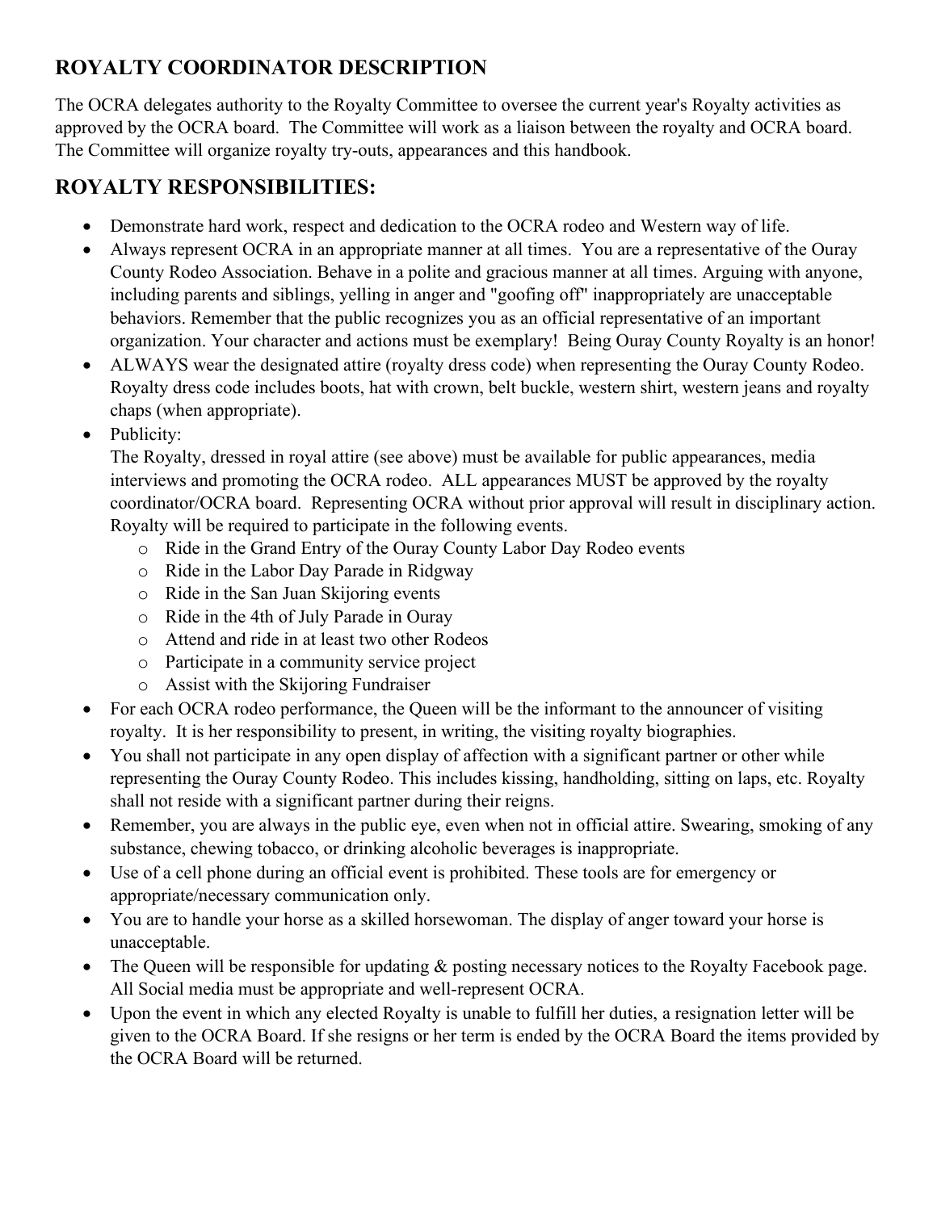## ROYALTY COORDINATOR DESCRIPTION

The OCRA delegates authority to the Royalty Committee to oversee the current year's Royalty activities as approved by the OCRA board. The Committee will work as a liaison between the royalty and OCRA board. The Committee will organize royalty try-outs, appearances and this handbook.

## ROYALTY RESPONSIBILITIES:

- Demonstrate hard work, respect and dedication to the OCRA rodeo and Western way of life.
- Always represent OCRA in an appropriate manner at all times. You are a representative of the Ouray County Rodeo Association. Behave in a polite and gracious manner at all times. Arguing with anyone, including parents and siblings, yelling in anger and "goofing off" inappropriately are unacceptable behaviors. Remember that the public recognizes you as an official representative of an important organization. Your character and actions must be exemplary! Being Ouray County Royalty is an honor!
- ALWAYS wear the designated attire (royalty dress code) when representing the Ouray County Rodeo. Royalty dress code includes boots, hat with crown, belt buckle, western shirt, western jeans and royalty chaps (when appropriate).
- Publicity:
  The Royalty, dressed in royal attire (see above) must be available for public appearances, media interviews and promoting the OCRA rodeo. ALL appearances MUST be approved by the royalty coordinator/OCRA board. Representing OCRA without prior approval will result in disciplinary action. Royalty will be required to participate in the following events.
  - Ride in the Grand Entry of the Ouray County Labor Day Rodeo events
  - Ride in the Labor Day Parade in Ridgway
  - Ride in the San Juan Skijoring events
  - Ride in the 4th of July Parade in Ouray
  - Attend and ride in at least two other Rodeos
  - Participate in a community service project
  - Assist with the Skijoring Fundraiser
- For each OCRA rodeo performance, the Queen will be the informant to the announcer of visiting royalty. It is her responsibility to present, in writing, the visiting royalty biographies.
- You shall not participate in any open display of affection with a significant partner or other while representing the Ouray County Rodeo. This includes kissing, handholding, sitting on laps, etc. Royalty shall not reside with a significant partner during their reigns.
- Remember, you are always in the public eye, even when not in official attire. Swearing, smoking of any substance, chewing tobacco, or drinking alcoholic beverages is inappropriate.
- Use of a cell phone during an official event is prohibited. These tools are for emergency or appropriate/necessary communication only.
- You are to handle your horse as a skilled horsewoman. The display of anger toward your horse is unacceptable.
- The Queen will be responsible for updating & posting necessary notices to the Royalty Facebook page. All Social media must be appropriate and well-represent OCRA.
- Upon the event in which any elected Royalty is unable to fulfill her duties, a resignation letter will be given to the OCRA Board. If she resigns or her term is ended by the OCRA Board the items provided by the OCRA Board will be returned.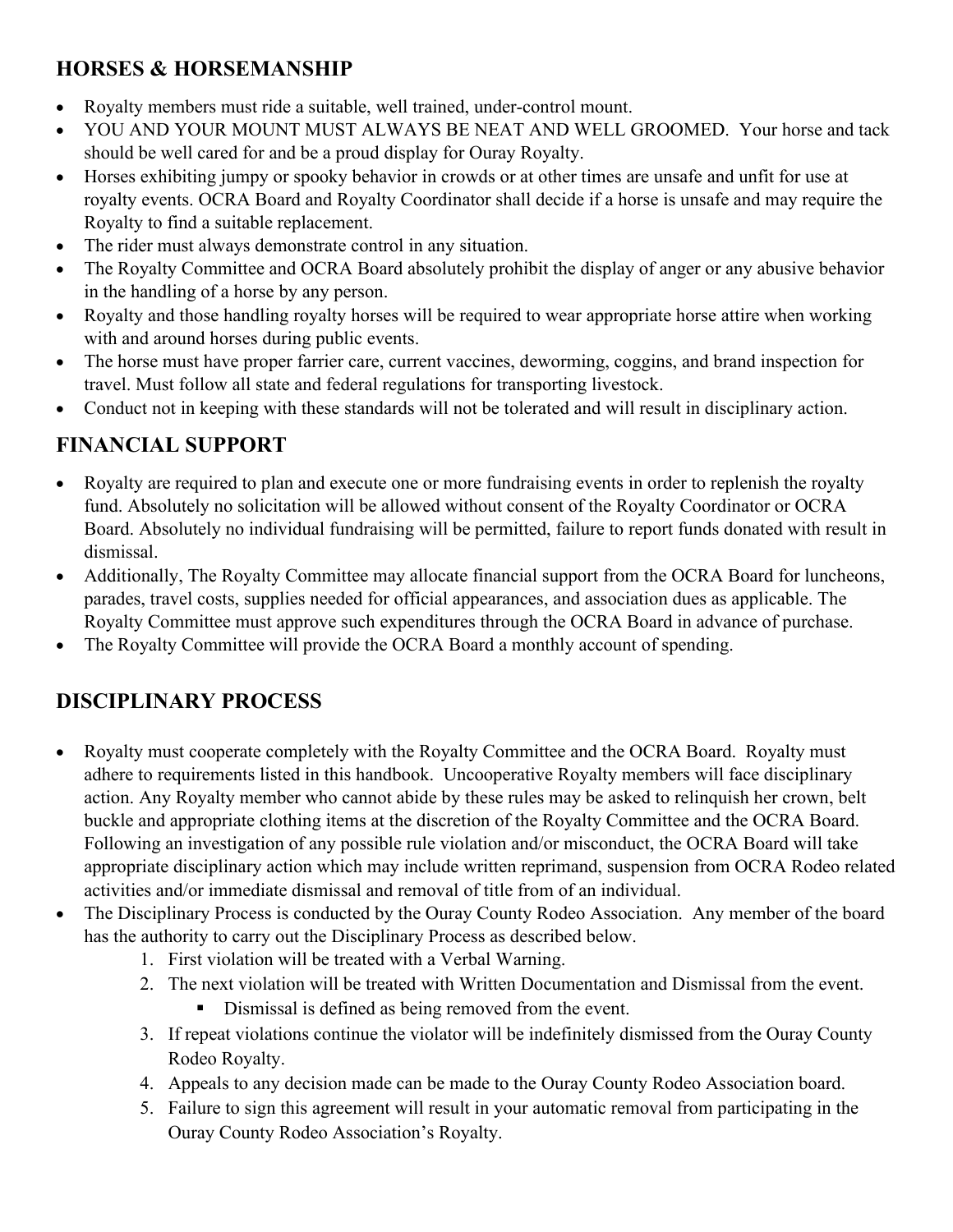## HORSES & HORSEMANSHIP

- Royalty members must ride a suitable, well trained, under-control mount.
- YOU AND YOUR MOUNT MUST ALWAYS BE NEAT AND WELL GROOMED. Your horse and tack should be well cared for and be a proud display for Ouray Royalty.
- Horses exhibiting jumpy or spooky behavior in crowds or at other times are unsafe and unfit for use at royalty events. OCRA Board and Royalty Coordinator shall decide if a horse is unsafe and may require the Royalty to find a suitable replacement.
- The rider must always demonstrate control in any situation.
- The Royalty Committee and OCRA Board absolutely prohibit the display of anger or any abusive behavior in the handling of a horse by any person.
- Royalty and those handling royalty horses will be required to wear appropriate horse attire when working with and around horses during public events.
- The horse must have proper farrier care, current vaccines, deworming, coggins, and brand inspection for travel. Must follow all state and federal regulations for transporting livestock.
- Conduct not in keeping with these standards will not be tolerated and will result in disciplinary action.

## FINANCIAL SUPPORT

- Royalty are required to plan and execute one or more fundraising events in order to replenish the royalty fund. Absolutely no solicitation will be allowed without consent of the Royalty Coordinator or OCRA Board. Absolutely no individual fundraising will be permitted, failure to report funds donated with result in dismissal.
- Additionally, The Royalty Committee may allocate financial support from the OCRA Board for luncheons, parades, travel costs, supplies needed for official appearances, and association dues as applicable. The Royalty Committee must approve such expenditures through the OCRA Board in advance of purchase.
- The Royalty Committee will provide the OCRA Board a monthly account of spending.

## DISCIPLINARY PROCESS

- Royalty must cooperate completely with the Royalty Committee and the OCRA Board. Royalty must adhere to requirements listed in this handbook. Uncooperative Royalty members will face disciplinary action. Any Royalty member who cannot abide by these rules may be asked to relinquish her crown, belt buckle and appropriate clothing items at the discretion of the Royalty Committee and the OCRA Board. Following an investigation of any possible rule violation and/or misconduct, the OCRA Board will take appropriate disciplinary action which may include written reprimand, suspension from OCRA Rodeo related activities and/or immediate dismissal and removal of title from of an individual.
- The Disciplinary Process is conducted by the Ouray County Rodeo Association. Any member of the board has the authority to carry out the Disciplinary Process as described below.
    1. First violation will be treated with a Verbal Warning.
    2. The next violation will be treated with Written Documentation and Dismissal from the event.
        - Dismissal is defined as being removed from the event.
    3. If repeat violations continue the violator will be indefinitely dismissed from the Ouray County Rodeo Royalty.
    4. Appeals to any decision made can be made to the Ouray County Rodeo Association board.
    5. Failure to sign this agreement will result in your automatic removal from participating in the Ouray County Rodeo Association's Royalty.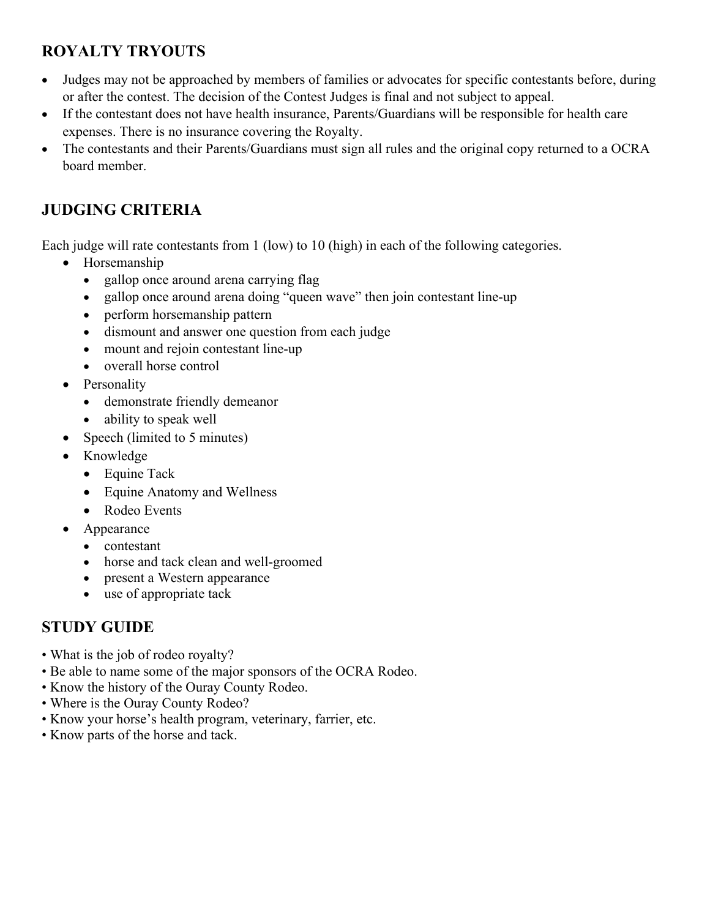## ROYALTY TRYOUTS

- Judges may not be approached by members of families or advocates for specific contestants before, during or after the contest. The decision of the Contest Judges is final and not subject to appeal.
- If the contestant does not have health insurance, Parents/Guardians will be responsible for health care expenses. There is no insurance covering the Royalty.
- The contestants and their Parents/Guardians must sign all rules and the original copy returned to a OCRA board member.

## JUDGING CRITERIA

Each judge will rate contestants from 1 (low) to 10 (high) in each of the following categories.

- Horsemanship
  - gallop once around arena carrying flag
  - gallop once around arena doing "queen wave" then join contestant line-up
  - perform horsemanship pattern
  - dismount and answer one question from each judge
  - mount and rejoin contestant line-up
  - overall horse control
- Personality
  - demonstrate friendly demeanor
  - ability to speak well
- Speech (limited to 5 minutes)
- Knowledge
  - Equine Tack
  - Equine Anatomy and Wellness
  - Rodeo Events
- Appearance
  - contestant
  - horse and tack clean and well-groomed
  - present a Western appearance
  - use of appropriate tack

## STUDY GUIDE

- What is the job of rodeo royalty?
- Be able to name some of the major sponsors of the OCRA Rodeo.
- Know the history of the Ouray County Rodeo.
- Where is the Ouray County Rodeo?
- Know your horse's health program, veterinary, farrier, etc.
- Know parts of the horse and tack.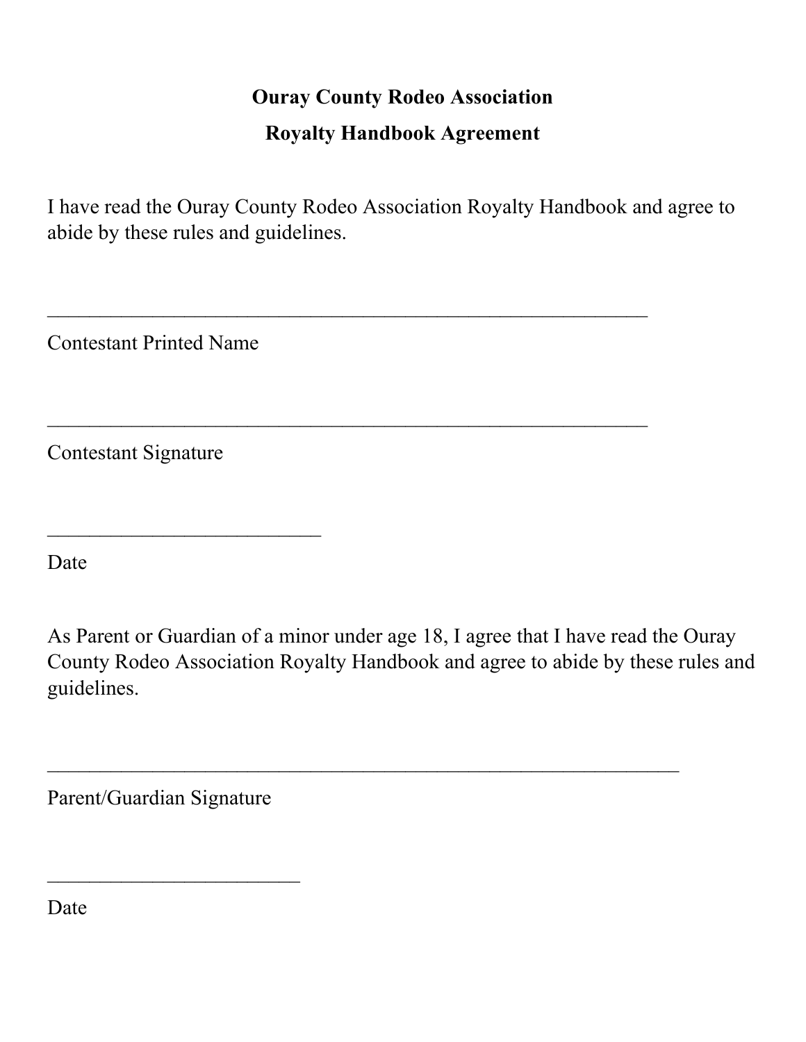**Ouray County Rodeo Association**

**Royalty Handbook Agreement**

I have read the Ouray County Rodeo Association Royalty Handbook and agree to abide by these rules and guidelines.

______________________________________________________________

Contestant Printed Name

______________________________________________________________

Contestant Signature

____________________________

Date

As Parent or Guardian of a minor under age 18, I agree that I have read the Ouray County Rodeo Association Royalty Handbook and agree to abide by these rules and guidelines.

_________________________________________________________________

Parent/Guardian Signature

__________________________

Date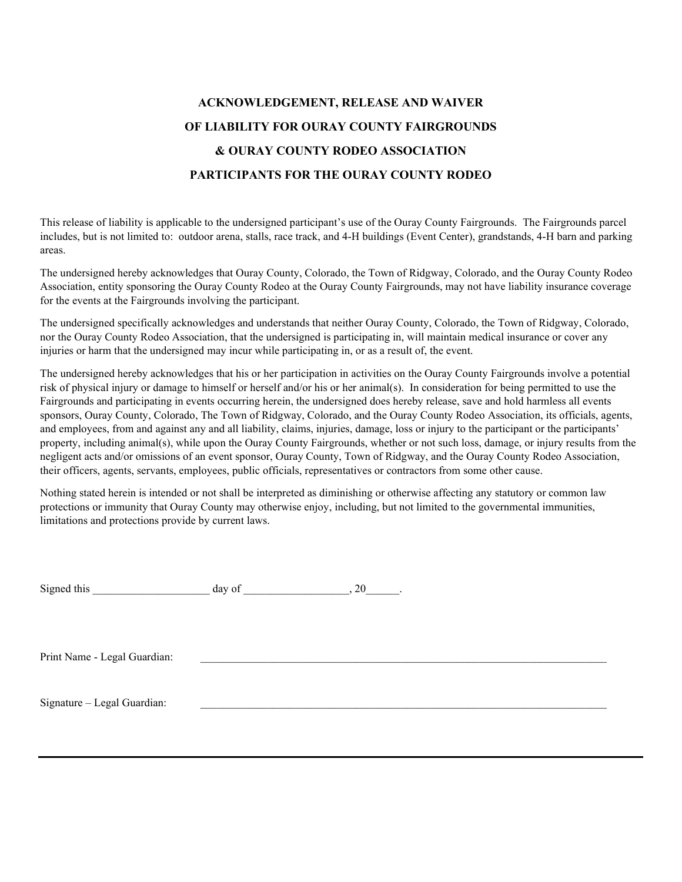# ACKNOWLEDGEMENT, RELEASE AND WAIVER OF LIABILITY FOR OURAY COUNTY FAIRGROUNDS & OURAY COUNTY RODEO ASSOCIATION PARTICIPANTS FOR THE OURAY COUNTY RODEO

This release of liability is applicable to the undersigned participant's use of the Ouray County Fairgrounds. The Fairgrounds parcel includes, but is not limited to: outdoor arena, stalls, race track, and 4-H buildings (Event Center), grandstands, 4-H barn and parking areas.

The undersigned hereby acknowledges that Ouray County, Colorado, the Town of Ridgway, Colorado, and the Ouray County Rodeo Association, entity sponsoring the Ouray County Rodeo at the Ouray County Fairgrounds, may not have liability insurance coverage for the events at the Fairgrounds involving the participant.

The undersigned specifically acknowledges and understands that neither Ouray County, Colorado, the Town of Ridgway, Colorado, nor the Ouray County Rodeo Association, that the undersigned is participating in, will maintain medical insurance or cover any injuries or harm that the undersigned may incur while participating in, or as a result of, the event.

The undersigned hereby acknowledges that his or her participation in activities on the Ouray County Fairgrounds involve a potential risk of physical injury or damage to himself or herself and/or his or her animal(s). In consideration for being permitted to use the Fairgrounds and participating in events occurring herein, the undersigned does hereby release, save and hold harmless all events sponsors, Ouray County, Colorado, The Town of Ridgway, Colorado, and the Ouray County Rodeo Association, its officials, agents, and employees, from and against any and all liability, claims, injuries, damage, loss or injury to the participant or the participants' property, including animal(s), while upon the Ouray County Fairgrounds, whether or not such loss, damage, or injury results from the negligent acts and/or omissions of an event sponsor, Ouray County, Town of Ridgway, and the Ouray County Rodeo Association, their officers, agents, servants, employees, public officials, representatives or contractors from some other cause.

Nothing stated herein is intended or not shall be interpreted as diminishing or otherwise affecting any statutory or common law protections or immunity that Ouray County may otherwise enjoy, including, but not limited to the governmental immunities, limitations and protections provide by current laws.

Signed this _____________________ day of ___________________, 20______.

Print Name - Legal Guardian: ________________________________________________________________________________

Signature – Legal Guardian: ________________________________________________________________________________